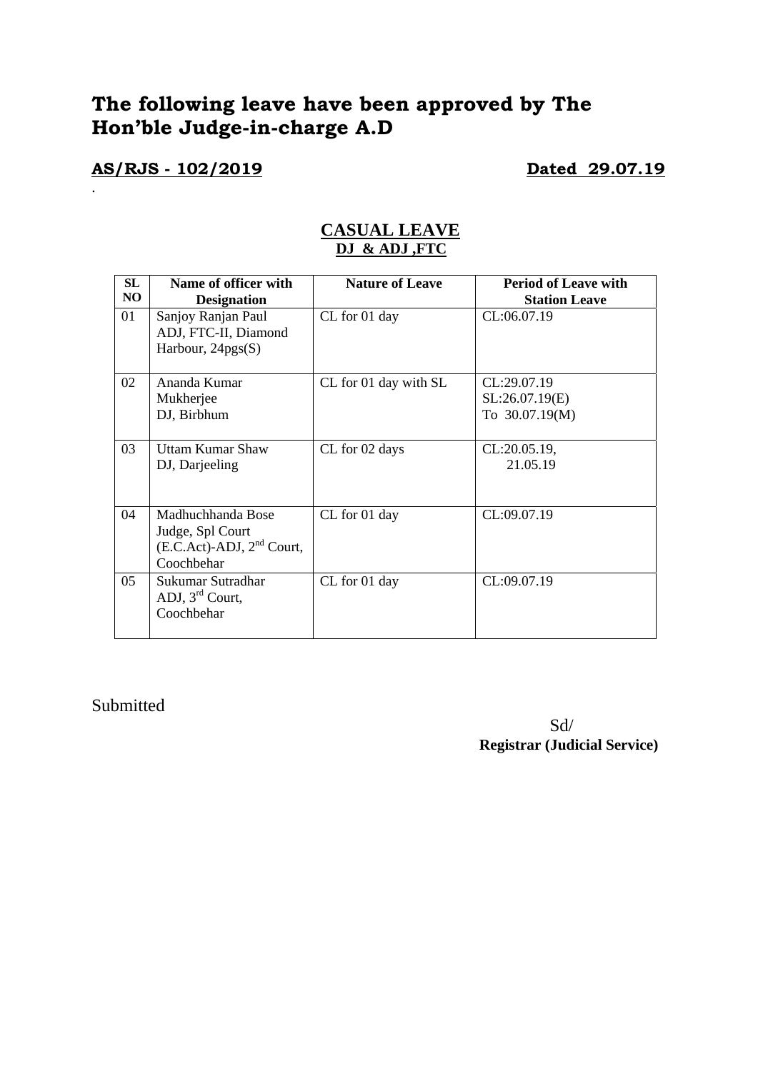# The following leave have been approved by The Hon'ble Judge-in-charge A.D

**AS/RJS - 102/2019** **Dated 29.07.19**

.

## CASUAL LEAVE
**DJ & ADJ ,FTC**

| SL NO | Name of officer with Designation | Nature of Leave | Period of Leave with Station Leave |
|---|---|---|---|
| 01 | Sanjoy Ranjan Paul ADJ, FTC-II, Diamond Harbour, 24pgs(S) | CL for 01 day | CL:06.07.19 |
| 02 | Ananda Kumar Mukherjee DJ, Birbhum | CL for 01 day with SL | CL:29.07.19 SL:26.07.19(E) To 30.07.19(M) |
| 03 | Uttam Kumar Shaw DJ, Darjeeling | CL for 02 days | CL:20.05.19, 21.05.19 |
| 04 | Madhuchhanda Bose Judge, Spl Court (E.C.Act)-ADJ, 2nd Court, Coochbehar | CL for 01 day | CL:09.07.19 |
| 05 | Sukumar Sutradhar ADJ, 3rd Court, Coochbehar | CL for 01 day | CL:09.07.19 |

Submitted

Sd/
**Registrar (Judicial Service)**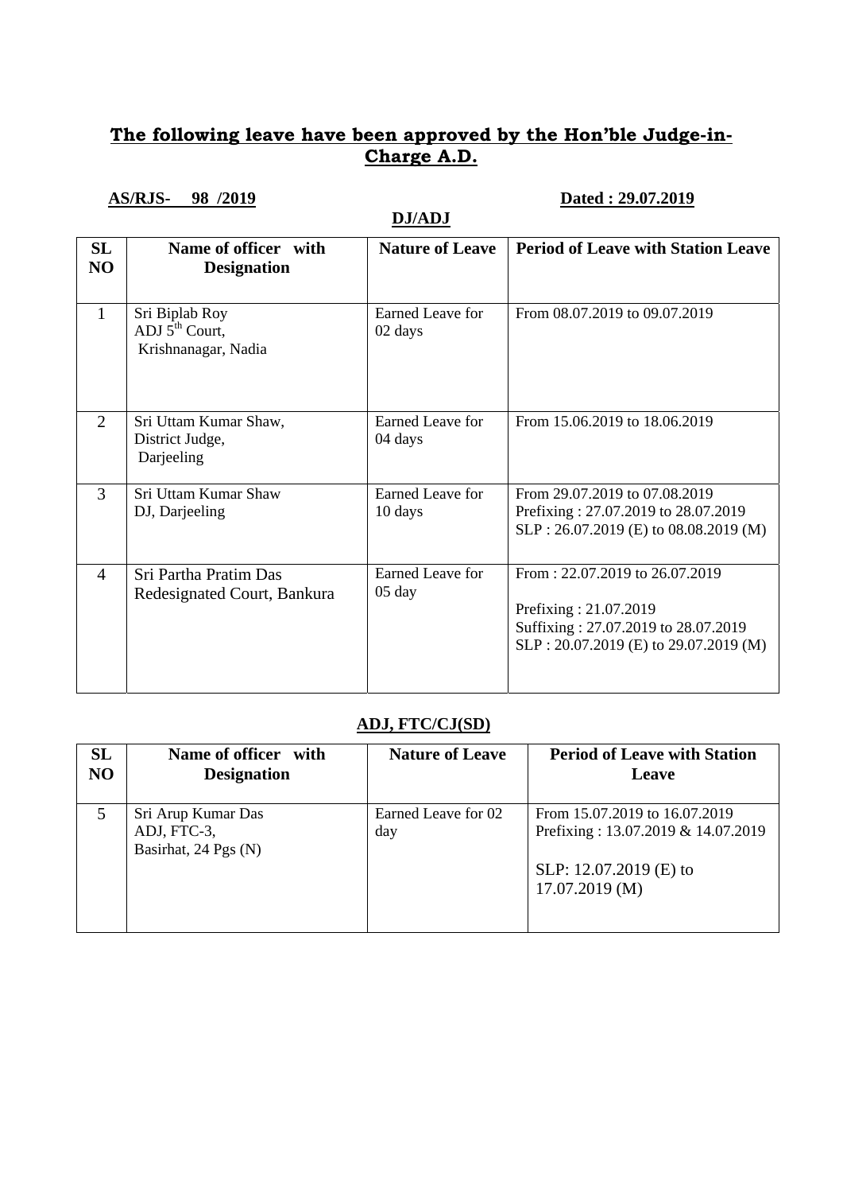## The following leave have been approved by the Hon'ble Judge-in-Charge A.D.

**AS/RJS- 98 /2019** **Dated : 29.07.2019**

**DJ/ADJ**

| SL NO | Name of officer with Designation | Nature of Leave | Period of Leave with Station Leave |
|---|---|---|---|
| 1 | Sri Biplab Roy<br>ADJ 5th Court,<br>Krishnanagar, Nadia | Earned Leave for 02 days | From 08.07.2019 to 09.07.2019 |
| 2 | Sri Uttam Kumar Shaw,<br>District Judge,<br>Darjeeling | Earned Leave for 04 days | From 15.06.2019 to 18.06.2019 |
| 3 | Sri Uttam Kumar Shaw<br>DJ, Darjeeling | Earned Leave for 10 days | From 29.07.2019 to 07.08.2019<br>Prefixing : 27.07.2019 to 28.07.2019<br>SLP : 26.07.2019 (E) to 08.08.2019 (M) |
| 4 | Sri Partha Pratim Das<br>Redesignated Court, Bankura | Earned Leave for 05 day | From : 22.07.2019 to 26.07.2019<br><br>Prefixing : 21.07.2019<br>Suffixing : 27.07.2019 to 28.07.2019<br>SLP : 20.07.2019 (E) to 29.07.2019 (M) |

**ADJ, FTC/CJ(SD)**

| SL NO | Name of officer with Designation | Nature of Leave | Period of Leave with Station Leave |
|---|---|---|---|
| 5 | Sri Arup Kumar Das<br>ADJ, FTC-3,<br>Basirhat, 24 Pgs (N) | Earned Leave for 02 day | From 15.07.2019 to 16.07.2019<br>Prefixing : 13.07.2019 & 14.07.2019<br><br>SLP: 12.07.2019 (E) to 17.07.2019 (M) |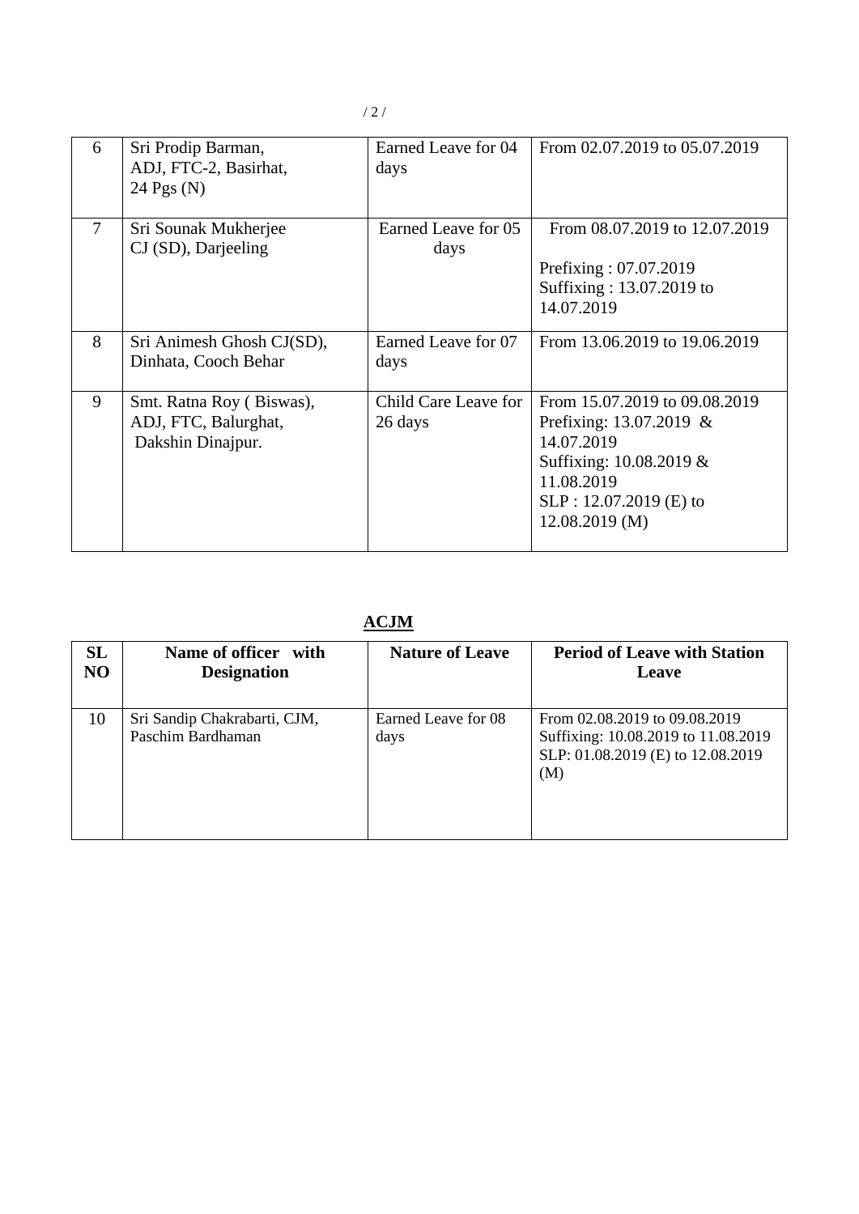| | | | |
|---|---|---|---|
| 6 | Sri Prodip Barman, ADJ, FTC-2, Basirhat, 24 Pgs (N) | Earned Leave for 04 days | From 02.07.2019 to 05.07.2019 |
| 7 | Sri Sounak Mukherjee CJ (SD), Darjeeling | Earned Leave for 05 days | From 08.07.2019 to 12.07.2019<br>Prefixing : 07.07.2019<br>Suffixing : 13.07.2019 to 14.07.2019 |
| 8 | Sri Animesh Ghosh CJ(SD), Dinhata, Cooch Behar | Earned Leave for 07 days | From 13.06.2019 to 19.06.2019 |
| 9 | Smt. Ratna Roy ( Biswas), ADJ, FTC, Balurghat, Dakshin Dinajpur. | Child Care Leave for 26 days | From 15.07.2019 to 09.08.2019<br>Prefixing: 13.07.2019 & 14.07.2019<br>Suffixing: 10.08.2019 & 11.08.2019<br>SLP : 12.07.2019 (E) to 12.08.2019 (M) |

## ACJM

| SL NO | Name of officer with Designation | Nature of Leave | Period of Leave with Station Leave |
|---|---|---|---|
| 10 | Sri Sandip Chakrabarti, CJM, Paschim Bardhaman | Earned Leave for 08 days | From 02.08.2019 to 09.08.2019<br>Suffixing: 10.08.2019 to 11.08.2019<br>SLP: 01.08.2019 (E) to 12.08.2019 (M) |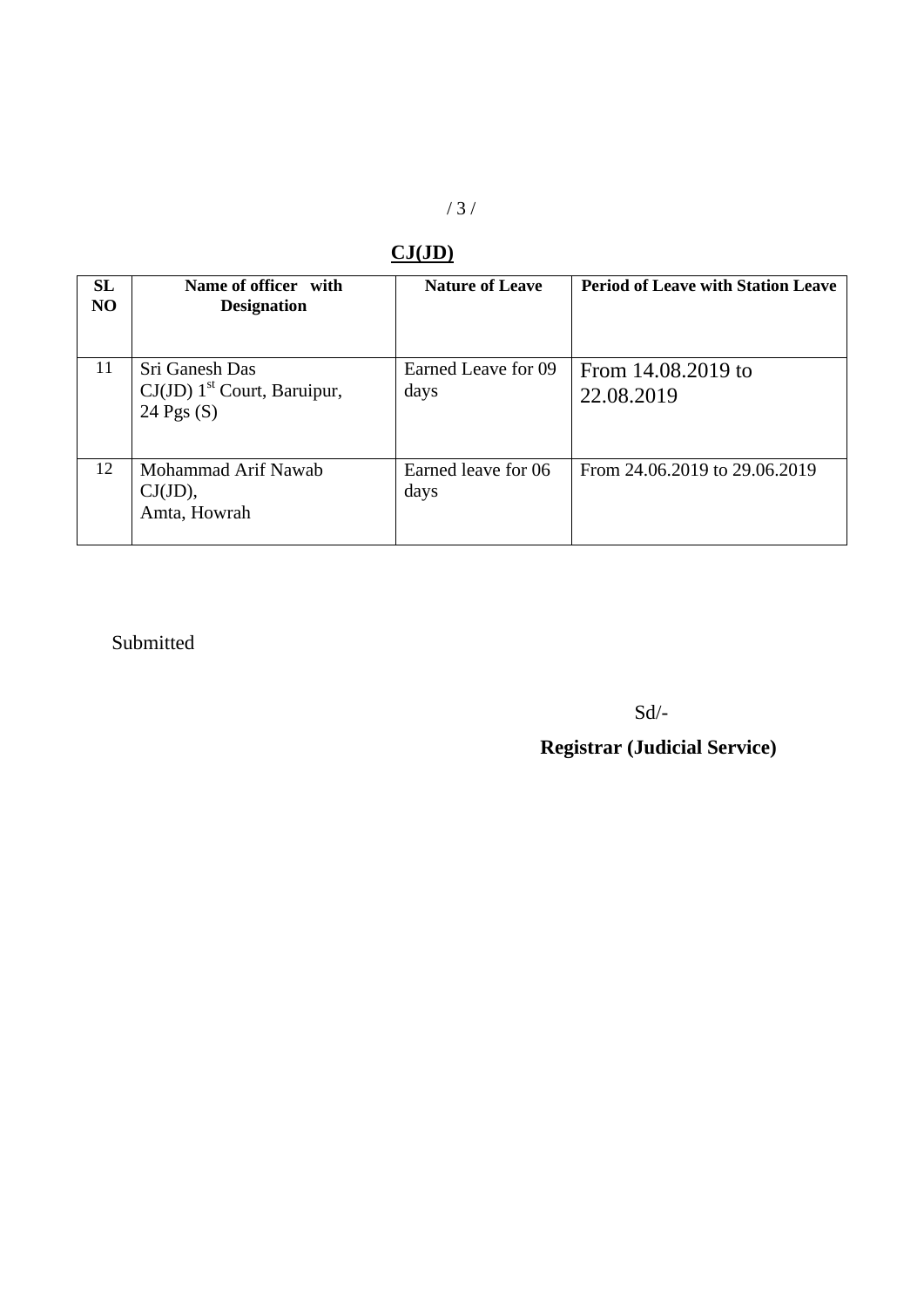## CJ(JD)

| SL NO | Name of officer with Designation | Nature of Leave | Period of Leave with Station Leave |
|---|---|---|---|
| 11 | Sri Ganesh Das CJ(JD) 1st Court, Baruipur, 24 Pgs (S) | Earned Leave for 09 days | From 14.08.2019 to 22.08.2019 |
| 12 | Mohammad Arif Nawab CJ(JD), Amta, Howrah | Earned leave for 06 days | From 24.06.2019 to 29.06.2019 |

Submitted

Sd/-

**Registrar (Judicial Service)**